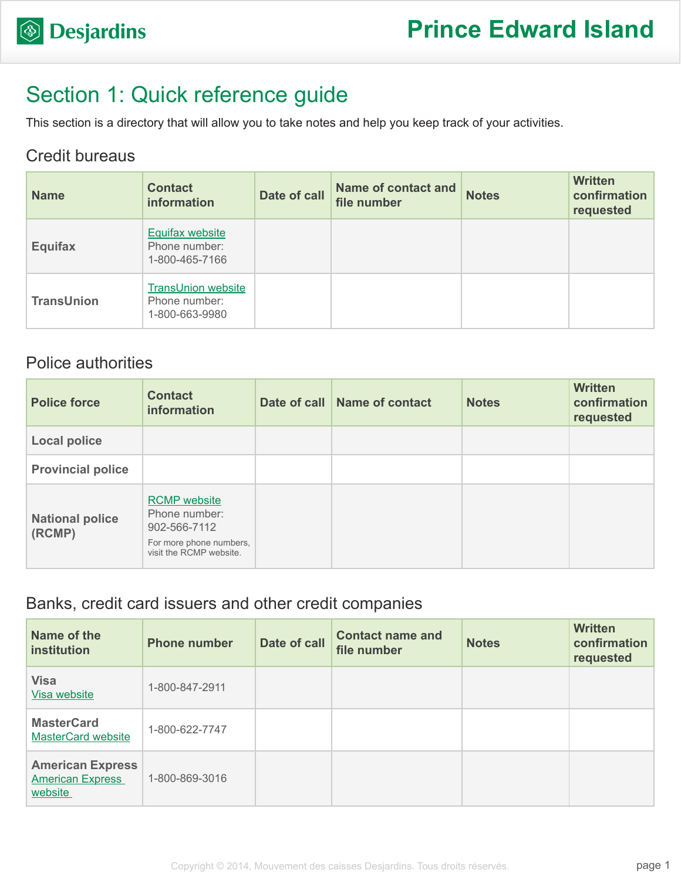# Section 1: Quick reference guide

This section is a directory that will allow you to take notes and help you keep track of your activities.

## Credit bureaus

| Name | Contact information | Date of call | Name of contact and file number | Notes | Written confirmation requested |
|---|---|---|---|---|---|
| Equifax | Equifax website<br>Phone number:<br>1-800-465-7166 | | | | |
| TransUnion | TransUnion website<br>Phone number:<br>1-800-663-9980 | | | | |

## Police authorities

| Police force | Contact information | Date of call | Name of contact | Notes | Written confirmation requested |
|---|---|---|---|---|---|
| Local police | | | | | |
| Provincial police | | | | | |
| National police (RCMP) | RCMP website<br>Phone number:<br>902-566-7112<br>For more phone numbers, visit the RCMP website. | | | | |

## Banks, credit card issuers and other credit companies

| Name of the institution | Phone number | Date of call | Contact name and file number | Notes | Written confirmation requested |
|---|---|---|---|---|---|
| Visa<br>Visa website | 1-800-847-2911 | | | | |
| MasterCard<br>MasterCard website | 1-800-622-7747 | | | | |
| American Express<br>American Express website | 1-800-869-3016 | | | | |

Copyright © 2014, Mouvement des caisses Desjardins. Tous droits réservés.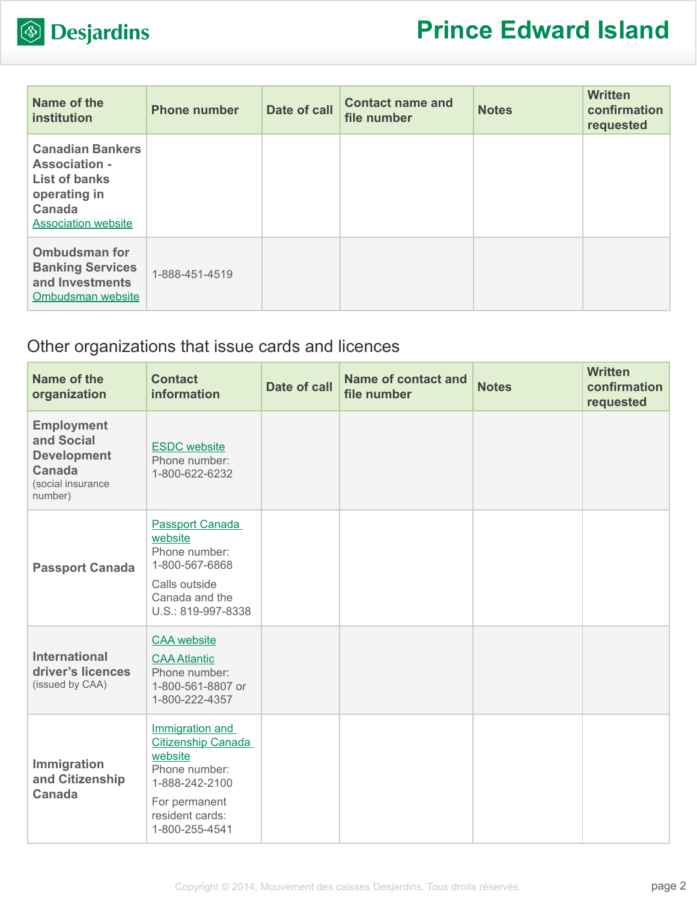| Name of the institution | Phone number | Date of call | Contact name and file number | Notes | Written confirmation requested |
|---|---|---|---|---|---|
| **Canadian Bankers Association - List of banks operating in Canada** Association website | | | | | |
| **Ombudsman for Banking Services and Investments** Ombudsman website | 1-888-451-4519 | | | | |

## Other organizations that issue cards and licences

| Name of the organization | Contact information | Date of call | Name of contact and file number | Notes | Written confirmation requested |
|---|---|---|---|---|---|
| **Employment and Social Development Canada** (social insurance number) | ESDC website<br>Phone number: 1-800-622-6232 | | | | |
| **Passport Canada** | Passport Canada website<br>Phone number: 1-800-567-6868<br>Calls outside Canada and the U.S.: 819-997-8338 | | | | |
| **International driver's licences** (issued by CAA) | CAA website<br>CAA Atlantic<br>Phone number: 1-800-561-8807 or 1-800-222-4357 | | | | |
| **Immigration and Citizenship Canada** | Immigration and Citizenship Canada website<br>Phone number: 1-888-242-2100<br>For permanent resident cards: 1-800-255-4541 | | | | |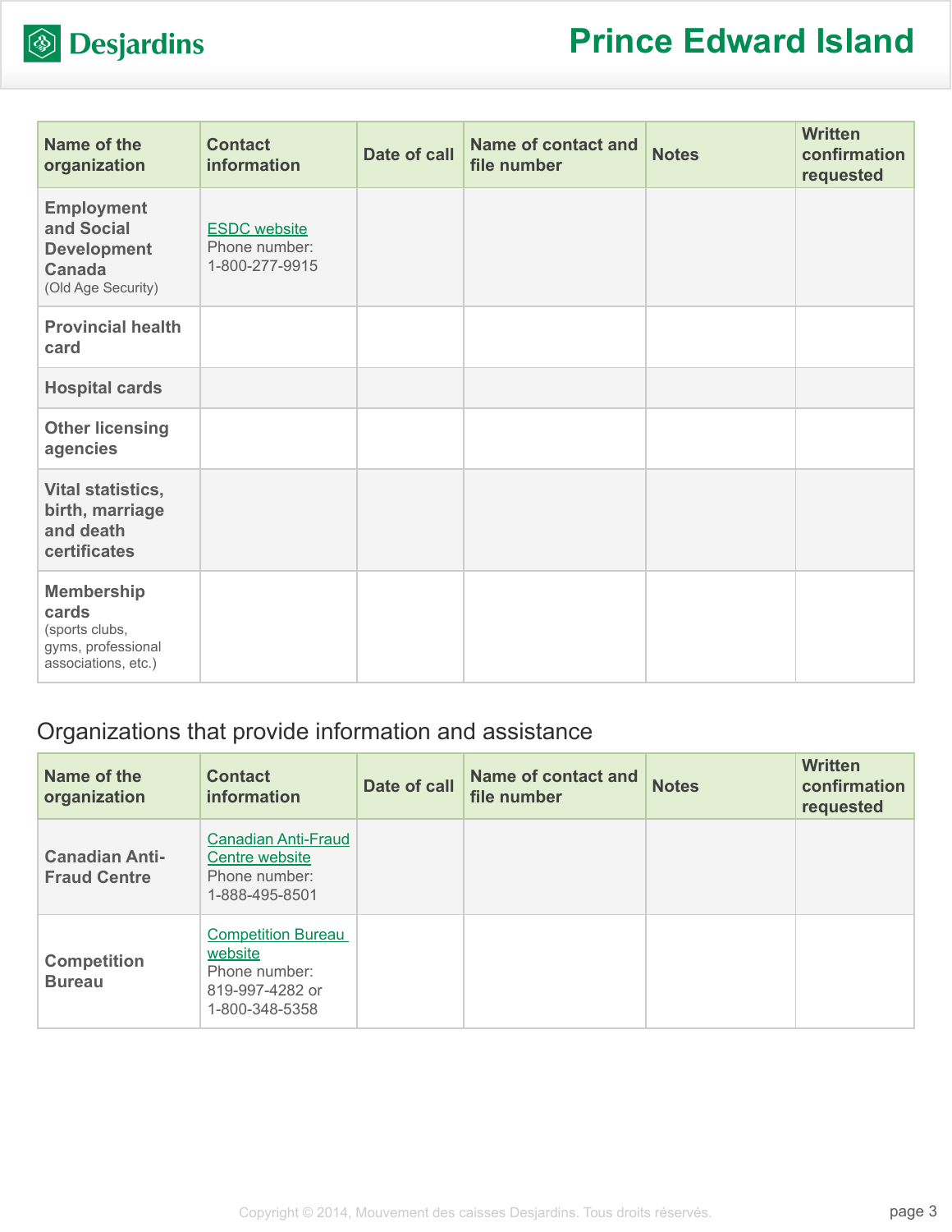| Name of the organization | Contact information | Date of call | Name of contact and file number | Notes | Written confirmation requested |
|---|---|---|---|---|---|
| **Employment and Social Development Canada** (Old Age Security) | ESDC website<br>Phone number: 1-800-277-9915 | | | | |
| **Provincial health card** | | | | | |
| **Hospital cards** | | | | | |
| **Other licensing agencies** | | | | | |
| **Vital statistics, birth, marriage and death certificates** | | | | | |
| **Membership cards** (sports clubs, gyms, professional associations, etc.) | | | | | |

## Organizations that provide information and assistance

| Name of the organization | Contact information | Date of call | Name of contact and file number | Notes | Written confirmation requested |
|---|---|---|---|---|---|
| **Canadian Anti-Fraud Centre** | Canadian Anti-Fraud Centre website<br>Phone number: 1-888-495-8501 | | | | |
| **Competition Bureau** | Competition Bureau website<br>Phone number: 819-997-4282 or 1-800-348-5358 | | | | |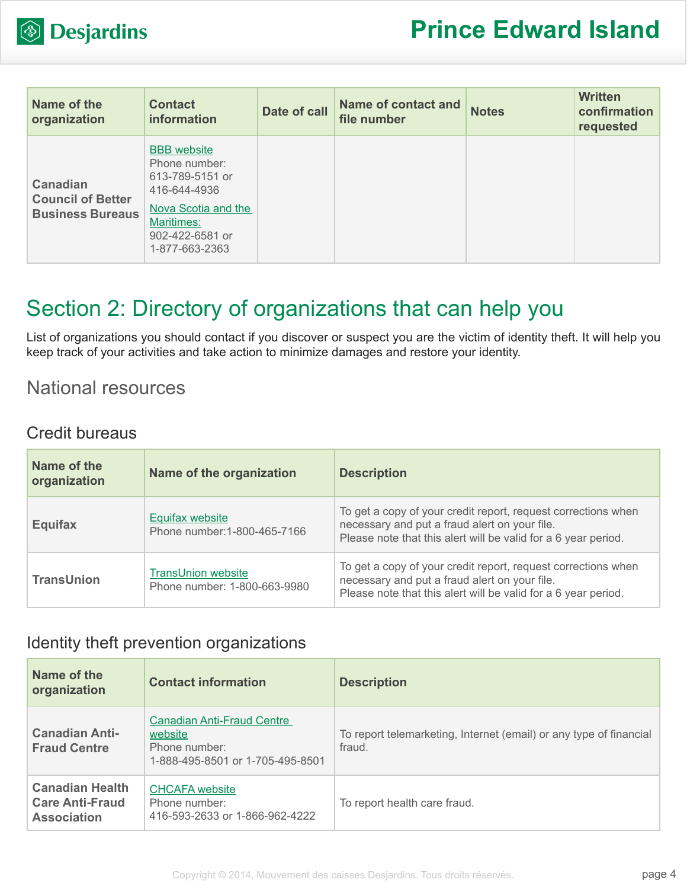| Name of the organization | Contact information | Date of call | Name of contact and file number | Notes | Written confirmation requested |
|---|---|---|---|---|---|
| Canadian Council of Better Business Bureaus | BBB website<br>Phone number: 613-789-5151 or 416-644-4936<br>Nova Scotia and the Maritimes: 902-422-6581 or 1-877-663-2363 | | | | |

## Section 2: Directory of organizations that can help you

List of organizations you should contact if you discover or suspect you are the victim of identity theft. It will help you keep track of your activities and take action to minimize damages and restore your identity.

### National resources

#### Credit bureaus

| Name of the organization | Name of the organization | Description |
|---|---|---|
| Equifax | Equifax website<br>Phone number:1-800-465-7166 | To get a copy of your credit report, request corrections when necessary and put a fraud alert on your file.<br>Please note that this alert will be valid for a 6 year period. |
| TransUnion | TransUnion website<br>Phone number: 1-800-663-9980 | To get a copy of your credit report, request corrections when necessary and put a fraud alert on your file.<br>Please note that this alert will be valid for a 6 year period. |

#### Identity theft prevention organizations

| Name of the organization | Contact information | Description |
|---|---|---|
| Canadian Anti-Fraud Centre | Canadian Anti-Fraud Centre website<br>Phone number:<br>1-888-495-8501 or 1-705-495-8501 | To report telemarketing, Internet (email) or any type of financial fraud. |
| Canadian Health Care Anti-Fraud Association | CHCAFA website<br>Phone number:<br>416-593-2633 or 1-866-962-4222 | To report health care fraud. |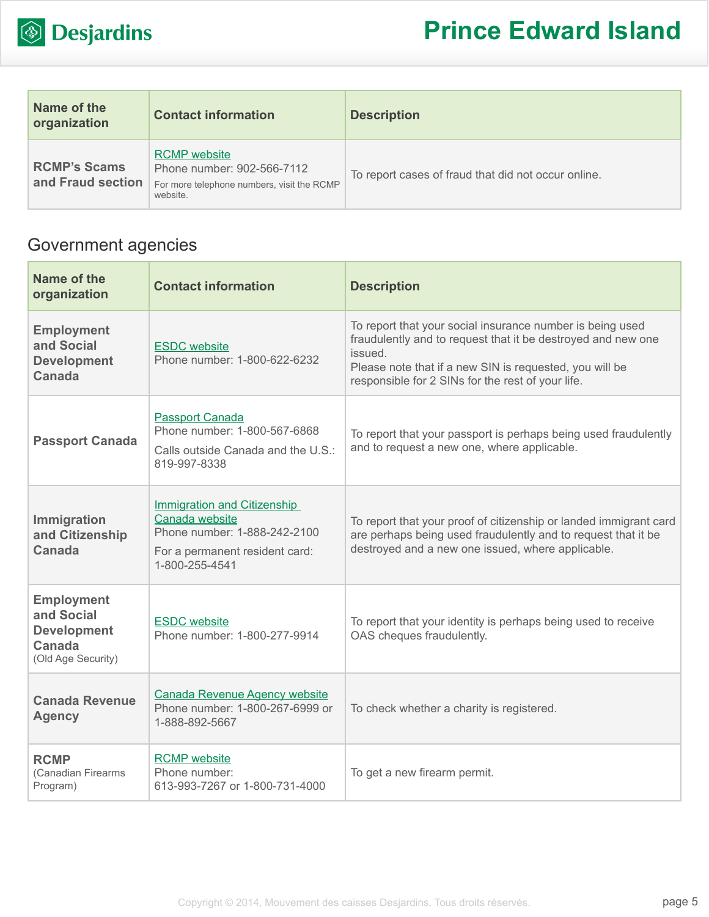| Name of the organization | Contact information | Description |
|---|---|---|
| **RCMP's Scams and Fraud section** | RCMP website<br>Phone number: 902-566-7112<br>For more telephone numbers, visit the RCMP website. | To report cases of fraud that did not occur online. |

## Government agencies

| Name of the organization | Contact information | Description |
|---|---|---|
| **Employment and Social Development Canada** | ESDC website<br>Phone number: 1-800-622-6232 | To report that your social insurance number is being used fraudulently and to request that it be destroyed and new one issued.<br>Please note that if a new SIN is requested, you will be responsible for 2 SINs for the rest of your life. |
| **Passport Canada** | Passport Canada<br>Phone number: 1-800-567-6868<br>Calls outside Canada and the U.S.: 819-997-8338 | To report that your passport is perhaps being used fraudulently and to request a new one, where applicable. |
| **Immigration and Citizenship Canada** | Immigration and Citizenship Canada website<br>Phone number: 1-888-242-2100<br>For a permanent resident card: 1-800-255-4541 | To report that your proof of citizenship or landed immigrant card are perhaps being used fraudulently and to request that it be destroyed and a new one issued, where applicable. |
| **Employment and Social Development Canada** (Old Age Security) | ESDC website<br>Phone number: 1-800-277-9914 | To report that your identity is perhaps being used to receive OAS cheques fraudulently. |
| **Canada Revenue Agency** | Canada Revenue Agency website<br>Phone number: 1-800-267-6999 or 1-888-892-5667 | To check whether a charity is registered. |
| **RCMP** (Canadian Firearms Program) | RCMP website<br>Phone number: 613-993-7267 or 1-800-731-4000 | To get a new firearm permit. |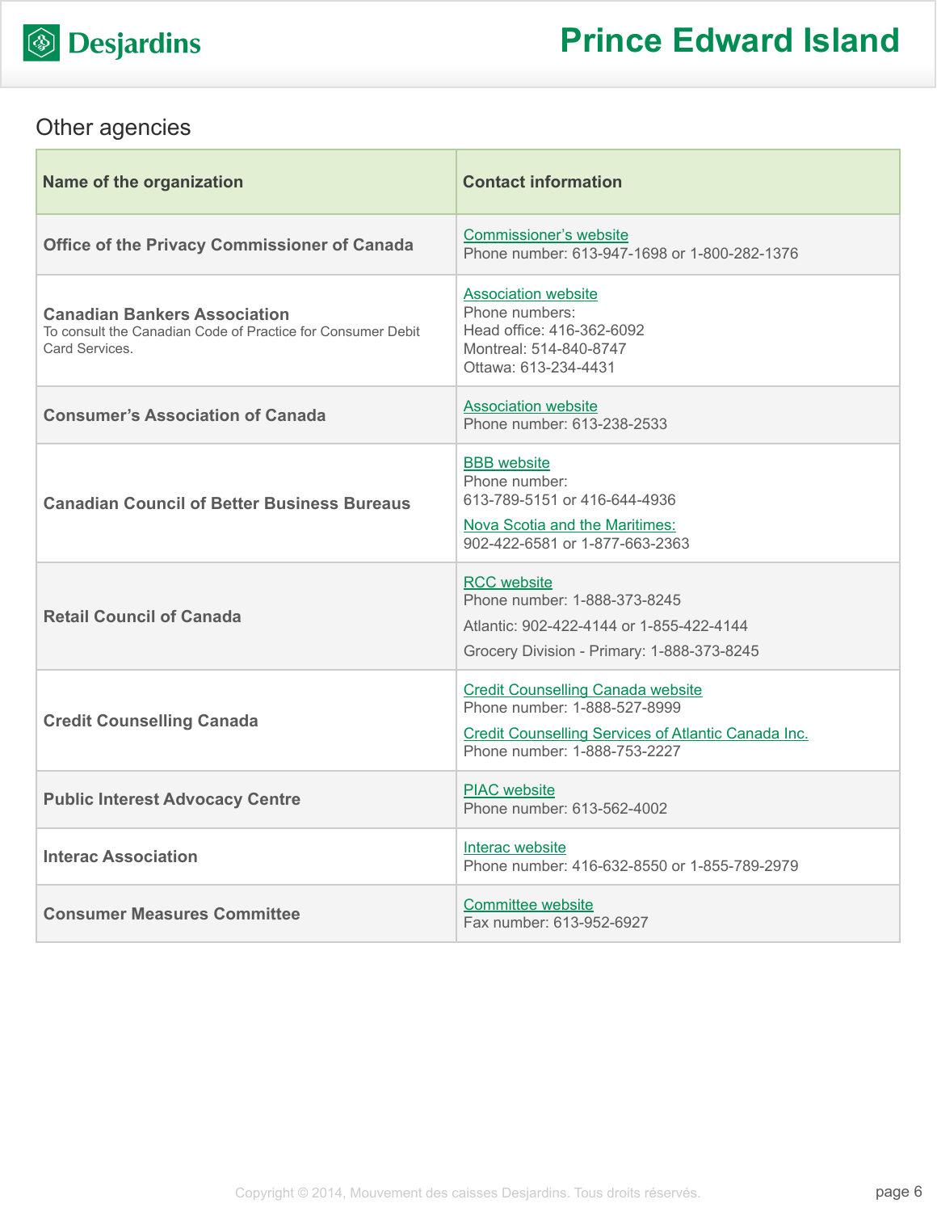## Other agencies

| Name of the organization | Contact information |
| --- | --- |
| **Office of the Privacy Commissioner of Canada** | Commissioner's website<br>Phone number: 613-947-1698 or 1-800-282-1376 |
| **Canadian Bankers Association**<br>To consult the Canadian Code of Practice for Consumer Debit Card Services. | Association website<br>Phone numbers:<br>Head office: 416-362-6092<br>Montreal: 514-840-8747<br>Ottawa: 613-234-4431 |
| **Consumer's Association of Canada** | Association website<br>Phone number: 613-238-2533 |
| **Canadian Council of Better Business Bureaus** | BBB website<br>Phone number:<br>613-789-5151 or 416-644-4936<br>Nova Scotia and the Maritimes:<br>902-422-6581 or 1-877-663-2363 |
| **Retail Council of Canada** | RCC website<br>Phone number: 1-888-373-8245<br>Atlantic: 902-422-4144 or 1-855-422-4144<br>Grocery Division - Primary: 1-888-373-8245 |
| **Credit Counselling Canada** | Credit Counselling Canada website<br>Phone number: 1-888-527-8999<br>Credit Counselling Services of Atlantic Canada Inc.<br>Phone number: 1-888-753-2227 |
| **Public Interest Advocacy Centre** | PIAC website<br>Phone number: 613-562-4002 |
| **Interac Association** | Interac website<br>Phone number: 416-632-8550 or 1-855-789-2979 |
| **Consumer Measures Committee** | Committee website<br>Fax number: 613-952-6927 |

Copyright © 2014, Mouvement des caisses Desjardins. Tous droits réservés.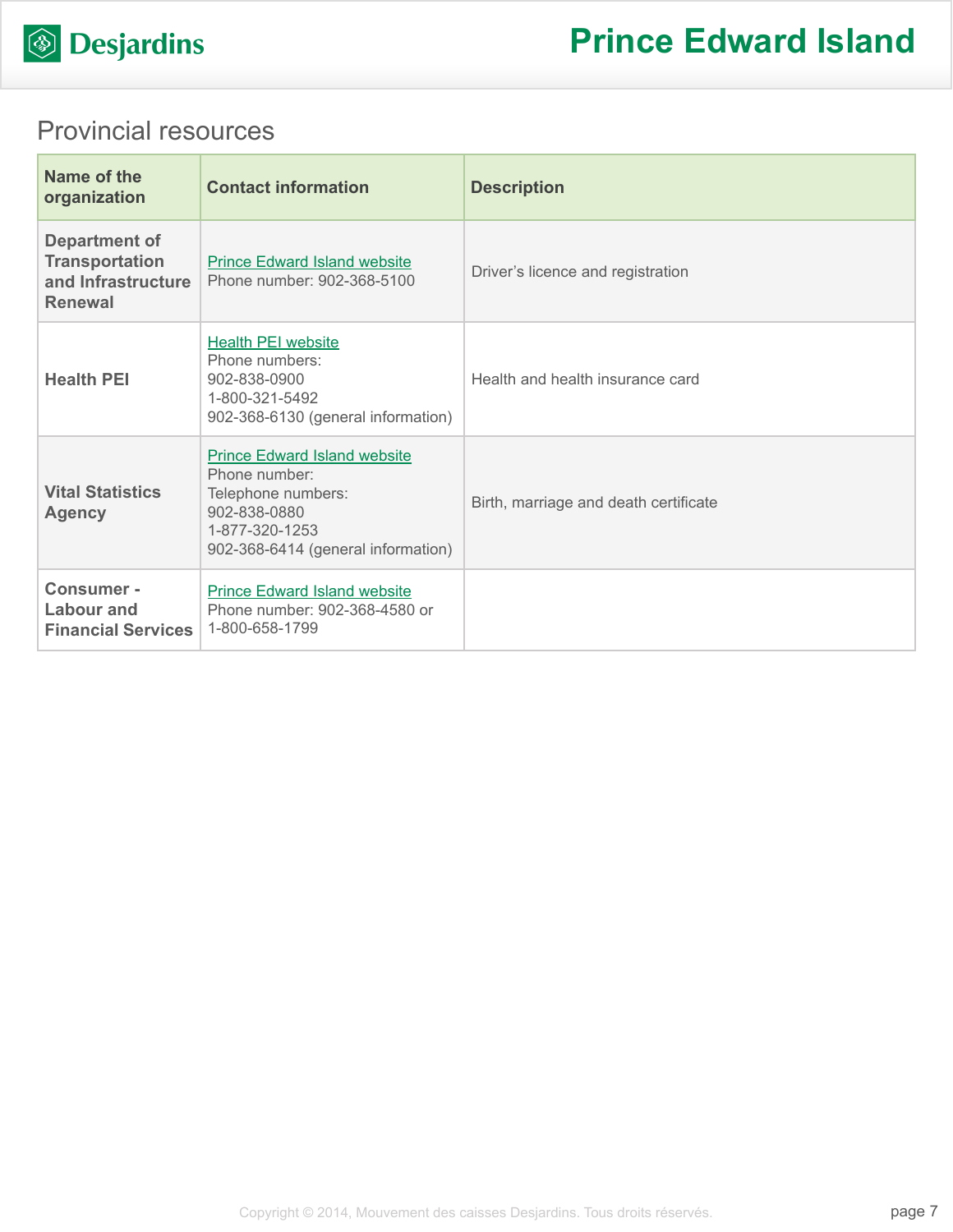## Provincial resources

| Name of the organization | Contact information | Description |
| --- | --- | --- |
| **Department of Transportation and Infrastructure Renewal** | Prince Edward Island website<br>Phone number: 902-368-5100 | Driver's licence and registration |
| **Health PEI** | Health PEI website<br>Phone numbers:<br>902-838-0900<br>1-800-321-5492<br>902-368-6130 (general information) | Health and health insurance card |
| **Vital Statistics Agency** | Prince Edward Island website<br>Phone number:<br>Telephone numbers:<br>902-838-0880<br>1-877-320-1253<br>902-368-6414 (general information) | Birth, marriage and death certificate |
| **Consumer - Labour and Financial Services** | Prince Edward Island website<br>Phone number: 902-368-4580 or 1-800-658-1799 | |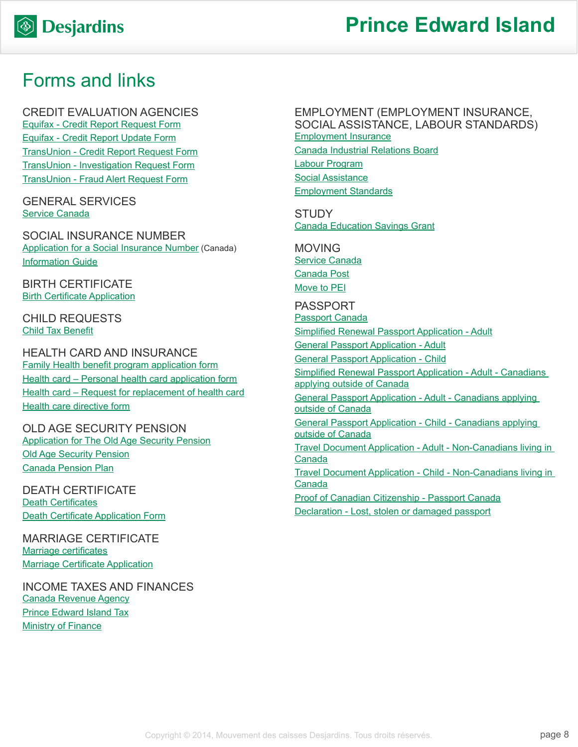# Prince Edward Island

## Forms and links

### CREDIT EVALUATION AGENCIES

Equifax - Credit Report Request Form

Equifax - Credit Report Update Form

TransUnion - Credit Report Request Form

TransUnion - Investigation Request Form

TransUnion - Fraud Alert Request Form

### GENERAL SERVICES

Service Canada

### SOCIAL INSURANCE NUMBER

Application for a Social Insurance Number (Canada)

Information Guide

### BIRTH CERTIFICATE

Birth Certificate Application

### CHILD REQUESTS

Child Tax Benefit

### HEALTH CARD AND INSURANCE

Family Health benefit program application form

Health card – Personal health card application form

Health card – Request for replacement of health card

Health care directive form

### OLD AGE SECURITY PENSION

Application for The Old Age Security Pension

Old Age Security Pension

Canada Pension Plan

### DEATH CERTIFICATE

Death Certificates

Death Certificate Application Form

### MARRIAGE CERTIFICATE

Marriage certificates

Marriage Certificate Application

### INCOME TAXES AND FINANCES

Canada Revenue Agency

Prince Edward Island Tax

Ministry of Finance

### EMPLOYMENT (EMPLOYMENT INSURANCE, SOCIAL ASSISTANCE, LABOUR STANDARDS)

Employment Insurance

Canada Industrial Relations Board

Labour Program

Social Assistance

Employment Standards

### STUDY

Canada Education Savings Grant

### MOVING

Service Canada

Canada Post

Move to PEI

### PASSPORT

Passport Canada

Simplified Renewal Passport Application - Adult

General Passport Application - Adult

General Passport Application - Child

Simplified Renewal Passport Application - Adult - Canadians applying outside of Canada

General Passport Application - Adult - Canadians applying outside of Canada

General Passport Application - Child - Canadians applying outside of Canada

Travel Document Application - Adult - Non-Canadians living in Canada

Travel Document Application - Child - Non-Canadians living in Canada

Proof of Canadian Citizenship - Passport Canada

Declaration - Lost, stolen or damaged passport

Copyright © 2014, Mouvement des caisses Desjardins. Tous droits réservés.